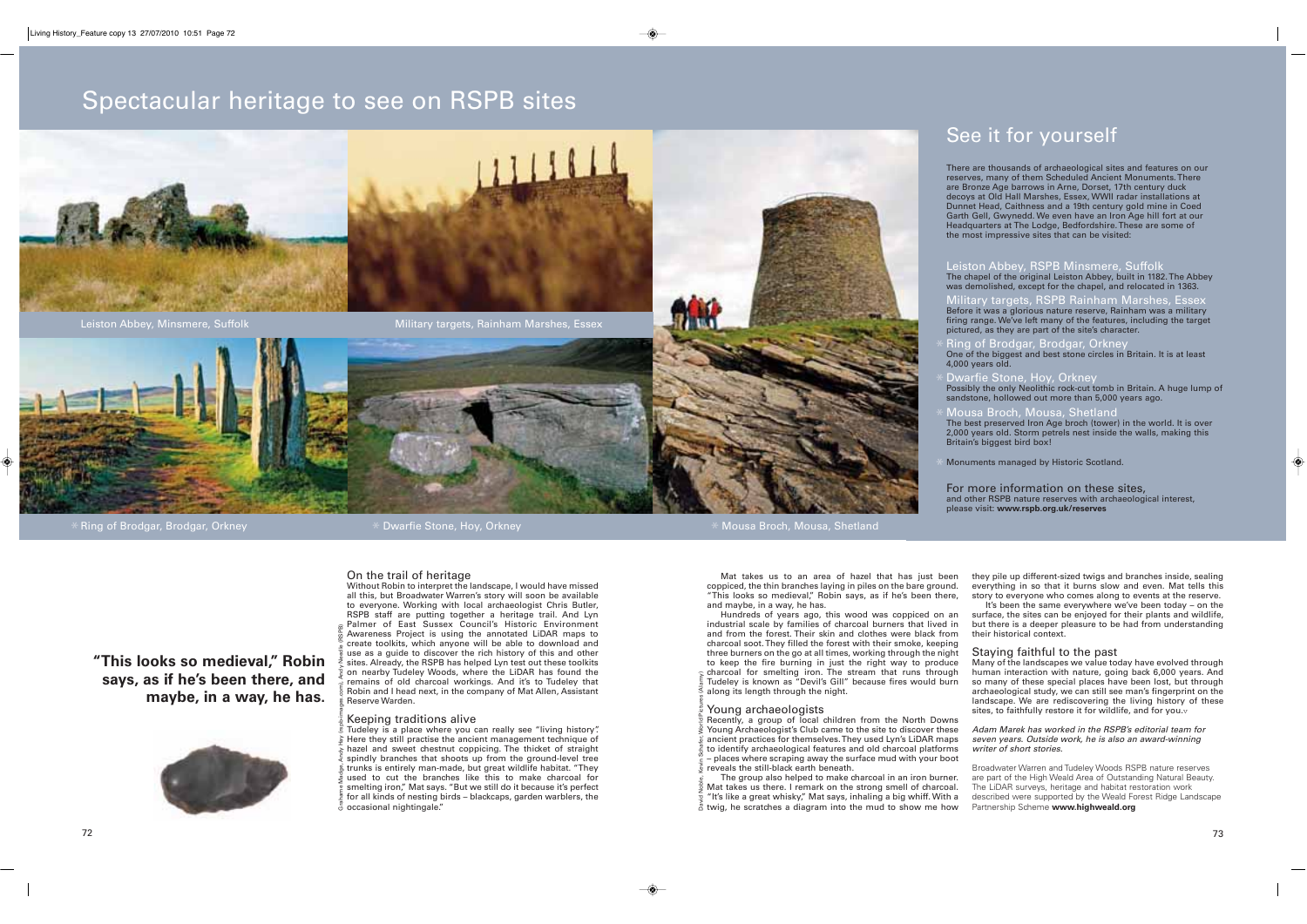# Spectacular heritage to see on RSPB sites

Leiston Abbey, Minsmere, Suffolk

Military targets, Rainham Marshes, Essex

* Ring of Brodgar, Brodgar, Orkney

* Dwarfie Stone, Hoy, Orkney

* Mousa Broch, Mousa, Shetland

## See it for yourself

There are thousands of archaeological sites and features on our reserves, many of them Scheduled Ancient Monuments. There are Bronze Age barrows in Arne, Dorset, 17th century duck decoys at Old Hall Marshes, Essex, WWII radar installations at Dunnet Head, Caithness and a 19th century gold mine in Coed Garth Gell, Gwynedd. We even have an Iron Age hill fort at our Headquarters at The Lodge, Bedfordshire. These are some of the most impressive sites that can be visited:

### Leiston Abbey, RSPB Minsmere, Suffolk

The chapel of the original Leiston Abbey, built in 1182. The Abbey was demolished, except for the chapel, and relocated in 1363.

### Military targets, RSPB Rainham Marshes, Essex

Before it was a glorious nature reserve, Rainham was a military firing range. We've left many of the features, including the target pictured, as they are part of the site's character.

### * Ring of Brodgar, Brodgar, Orkney

One of the biggest and best stone circles in Britain. It is at least 4,000 years old.

### * Dwarfie Stone, Hoy, Orkney

Possibly the only Neolithic rock-cut tomb in Britain. A huge lump of sandstone, hollowed out more than 5,000 years ago.

### * Mousa Broch, Mousa, Shetland

The best preserved Iron Age broch (tower) in the world. It is over 2,000 years old. Storm petrels nest inside the walls, making this Britain's biggest bird box!

* Monuments managed by Historic Scotland.

For more information on these sites, and other RSPB nature reserves with archaeological interest, please visit: **www.rspb.org.uk/reserves**

**"This looks so medieval," Robin says, as if he's been there, and maybe, in a way, he has.**

## On the trail of heritage

Without Robin to interpret the landscape, I would have missed all this, but Broadwater Warren's story will soon be available to everyone. Working with local archaeologist Chris Butler, RSPB staff are putting together a heritage trail. And Lyn Palmer of East Sussex Council's Historic Environment Awareness Project is using the annotated LiDAR maps to create toolkits, which anyone will be able to download and use as a guide to discover the rich history of this and other sites. Already, the RSPB has helped Lyn test out these toolkits on nearby Tudeley Woods, where the LiDAR has found the remains of old charcoal workings. And it's to Tudeley that Robin and I head next, in the company of Mat Allen, Assistant Reserve Warden.

## Keeping traditions alive

Tudeley is a place where you can really see "living history". Here they still practise the ancient management technique of hazel and sweet chestnut coppicing. The thicket of straight spindly branches that shoots up from the ground-level tree trunks is entirely man-made, but great wildlife habitat. "They used to cut the branches like this to make charcoal for smelting iron," Mat says. "But we still do it because it's perfect for all kinds of nesting birds – blackcaps, garden warblers, the occasional nightingale."

Mat takes us to an area of hazel that has just been coppiced, the thin branches laying in piles on the bare ground. "This looks so medieval," Robin says, as if he's been there, and maybe, in a way, he has.

Hundreds of years ago, this wood was coppiced on an industrial scale by families of charcoal burners that lived in and from the forest. Their skin and clothes were black from charcoal soot. They filled the forest with their smoke, keeping three burners on the go at all times, working through the night to keep the fire burning in just the right way to produce charcoal for smelting iron. The stream that runs through Tudeley is known as "Devil's Gill" because fires would burn along its length through the night.

## Young archaeologists

Recently, a group of local children from the North Downs Young Archaeologist's Club came to the site to discover these ancient practices for themselves. They used Lyn's LiDAR maps to identify archaeological features and old charcoal platforms – places where scraping away the surface mud with your boot reveals the still-black earth beneath.

The group also helped to make charcoal in an iron burner. Mat takes us there. I remark on the strong smell of charcoal. "It's like a great whisky," Mat says, inhaling a big whiff. With a twig, he scratches a diagram into the mud to show me how they pile up different-sized twigs and branches inside, sealing everything in so that it burns slow and even. Mat tells this story to everyone who comes along to events at the reserve.

It's been the same everywhere we've been today – on the surface, the sites can be enjoyed for their plants and wildlife, but there is a deeper pleasure to be had from understanding their historical context.

## Staying faithful to the past

Many of the landscapes we value today have evolved through human interaction with nature, going back 6,000 years. And so many of these special places have been lost, but through archaeological study, we can still see man's fingerprint on the landscape. We are rediscovering the living history of these sites, to faithfully restore it for wildlife, and for you.

*Adam Marek has worked in the RSPB's editorial team for seven years. Outside work, he is also an award-winning writer of short stories.*

Broadwater Warren and Tudeley Woods RSPB nature reserves are part of the High Weald Area of Outstanding Natural Beauty. The LiDAR surveys, heritage and habitat restoration work described were supported by the Weald Forest Ridge Landscape Partnership Scheme **www.highweald.org**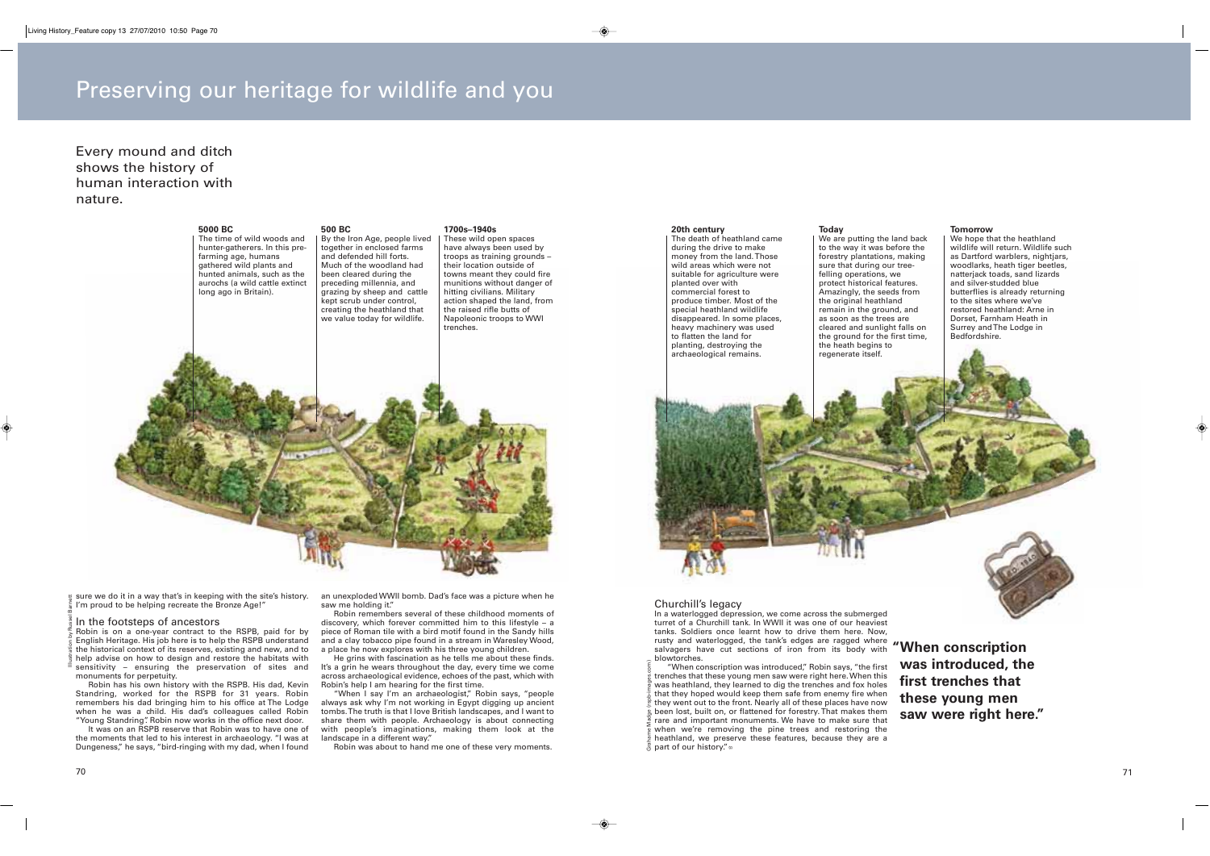# Preserving our heritage for wildlife and you

Every mound and ditch shows the history of human interaction with nature.

**5000 BC**
The time of wild woods and hunter-gatherers. In this pre-farming age, humans gathered wild plants and hunted animals, such as the aurochs (a wild cattle extinct long ago in Britain).

**500 BC**
By the Iron Age, people lived together in enclosed farms and defended hill forts. Much of the woodland had been cleared during the preceding millennia, and grazing by sheep and cattle kept scrub under control, creating the heathland that we value today for wildlife.

**1700s–1940s**
These wild open spaces have always been used by troops as training grounds – their location outside of towns meant they could fire munitions without danger of hitting civilians. Military action shaped the land, from the raised rifle butts of Napoleonic troops to WWI trenches.

**20th century**
The death of heathland came during the drive to make money from the land. Those wild areas which were not suitable for agriculture were planted over with commercial forest to produce timber. Most of the special heathland wildlife disappeared. In some places, heavy machinery was used to flatten the land for planting, destroying the archaeological remains.

**Today**
We are putting the land back to the way it was before the forestry plantations, making sure that during our tree-felling operations, we protect historical features. Amazingly, the seeds from the original heathland remain in the ground, and as soon as the trees are cleared and sunlight falls on the ground for the first time, the heath begins to regenerate itself.

**Tomorrow**
We hope that the heathland wildlife will return. Wildlife such as Dartford warblers, nightjars, woodlarks, heath tiger beetles, natterjack toads, sand lizards and silver-studded blue butterflies is already returning to the sites where we've restored heathland: Arne in Dorset, Farnham Heath in Surrey and The Lodge in Bedfordshire.

Illustration by Russell Barnett

sure we do it in a way that's in keeping with the site's history. I'm proud to be helping recreate the Bronze Age!"

## In the footsteps of ancestors

Robin is on a one-year contract to the RSPB, paid for by English Heritage. His job here is to help the RSPB understand the historical context of its reserves, existing and new, and to help advise on how to design and restore the habitats with sensitivity – ensuring the preservation of sites and monuments for perpetuity.

Robin has his own history with the RSPB. His dad, Kevin Standring, worked for the RSPB for 31 years. Robin remembers his dad bringing him to his office at The Lodge when he was a child. His dad's colleagues called Robin "Young Standring". Robin now works in the office next door.

It was on an RSPB reserve that Robin was to have one of the moments that led to his interest in archaeology. "I was at Dungeness," he says, "bird-ringing with my dad, when I found an unexploded WWII bomb. Dad's face was a picture when he saw me holding it."

Robin remembers several of these childhood moments of discovery, which forever committed him to this lifestyle – a piece of Roman tile with a bird motif found in the Sandy hills and a clay tobacco pipe found in a stream in Waresley Wood, a place he now explores with his three young children.

He grins with fascination as he tells me about these finds. It's a grin he wears throughout the day, every time we come across archaeological evidence, echoes of the past, which with Robin's help I am hearing for the first time.

"When I say I'm an archaeologist," Robin says, "people always ask why I'm not working in Egypt digging up ancient tombs. The truth is that I love British landscapes, and I want to share them with people. Archaeology is about connecting with people's imaginations, making them look at the landscape in a different way."

Robin was about to hand me one of these very moments.

## Churchill's legacy

In a waterlogged depression, we come across the submerged turret of a Churchill tank. In WWII it was one of our heaviest tanks. Soldiers once learnt how to drive them here. Now, rusty and waterlogged, the tank's edges are ragged where salvagers have cut sections of iron from its body with blowtorches.

"When conscription was introduced," Robin says, "the first trenches that these young men saw were right here. When this was heathland, they learned to dig the trenches and fox holes that they hoped would keep them safe from enemy fire when they went out to the front. Nearly all of these places have now been lost, built on, or flattened for forestry. That makes them rare and important monuments. We have to make sure that when we're removing the pine trees and restoring the heathland, we preserve these features, because they are a part of our history."

Grahame Madge (rspb-images.com)

**"When conscription was introduced, the first trenches that these young men saw were right here."**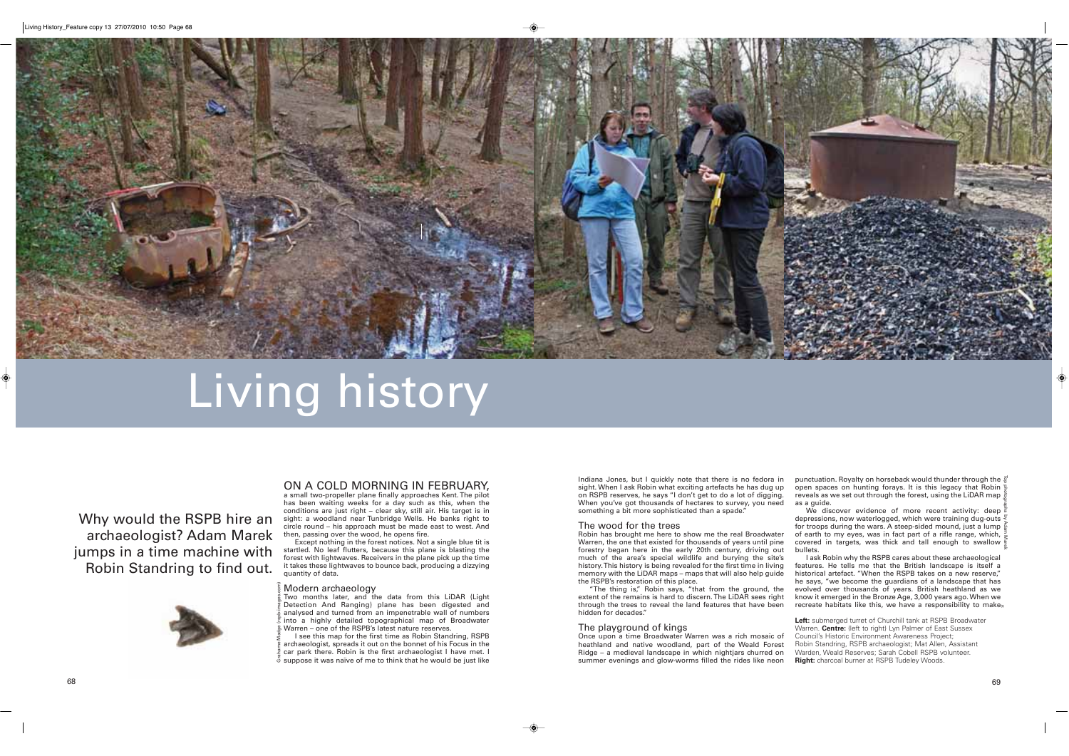# Living history

Why would the RSPB hire an archaeologist? Adam Marek jumps in a time machine with Robin Standring to find out.

**ON A COLD MORNING IN FEBRUARY,** a small two-propeller plane finally approaches Kent. The pilot has been waiting weeks for a day such as this, when the conditions are just right – clear sky, still air. His target is in sight: a woodland near Tunbridge Wells. He banks right to circle round – his approach must be made east to west. And then, passing over the wood, he opens fire.

Except nothing in the forest notices. Not a single blue tit is startled. No leaf flutters, because this plane is blasting the forest with lightwaves. Receivers in the plane pick up the time it takes these lightwaves to bounce back, producing a dizzying quantity of data.

## Modern archaeology

Two months later, and the data from this LiDAR (Light Detection And Ranging) plane has been digested and analysed and turned from an impenetrable wall of numbers into a highly detailed topographical map of Broadwater Warren – one of the RSPB's latest nature reserves.

I see this map for the first time as Robin Standring, RSPB archaeologist, spreads it out on the bonnet of his Focus in the car park there. Robin is the first archaeologist I have met. I suppose it was naïve of me to think that he would be just like Indiana Jones, but I quickly note that there is no fedora in sight. When I ask Robin what exciting artefacts he has dug up on RSPB reserves, he says "I don't get to do a lot of digging. When you've got thousands of hectares to survey, you need something a bit more sophisticated than a spade."

## The wood for the trees

Robin has brought me here to show me the real Broadwater Warren, the one that existed for thousands of years until pine forestry began here in the early 20th century, driving out much of the area's special wildlife and burying the site's history. This history is being revealed for the first time in living memory with the LiDAR maps – maps that will also help guide the RSPB's restoration of this place.

"The thing is," Robin says, "that from the ground, the extent of the remains is hard to discern. The LiDAR sees right through the trees to reveal the land features that have been hidden for decades."

## The playground of kings

Once upon a time Broadwater Warren was a rich mosaic of heathland and native woodland, part of the Weald Forest Ridge – a medieval landscape in which nightjars churned on summer evenings and glow-worms filled the rides like neon punctuation. Royalty on horseback would thunder through the open spaces on hunting forays. It is this legacy that Robin reveals as we set out through the forest, using the LiDAR map as a guide.

We discover evidence of more recent activity: deep depressions, now waterlogged, which were training dug-outs for troops during the wars. A steep-sided mound, just a lump of earth to my eyes, was in fact part of a rifle range, which, covered in targets, was thick and tall enough to swallow bullets.

I ask Robin why the RSPB cares about these archaeological features. He tells me that the British landscape is itself a historical artefact. "When the RSPB takes on a new reserve," he says, "we become the guardians of a landscape that has evolved over thousands of years. British heathland as we know it emerged in the Bronze Age, 3,000 years ago. When we recreate habitats like this, we have a responsibility to make»

**Left:** submerged turret of Churchill tank at RSPB Broadwater Warren. **Centre:** (left to right) Lyn Palmer of East Sussex Council's Historic Environment Awareness Project; Robin Standring, RSPB archaeologist; Mat Allen, Assistant Warden, Weald Reserves; Sarah Cobell RSPB volunteer. **Right:** charcoal burner at RSPB Tudeley Woods.

Top photographs by Adam Marek

Grahame Madge (rspb-images.com)